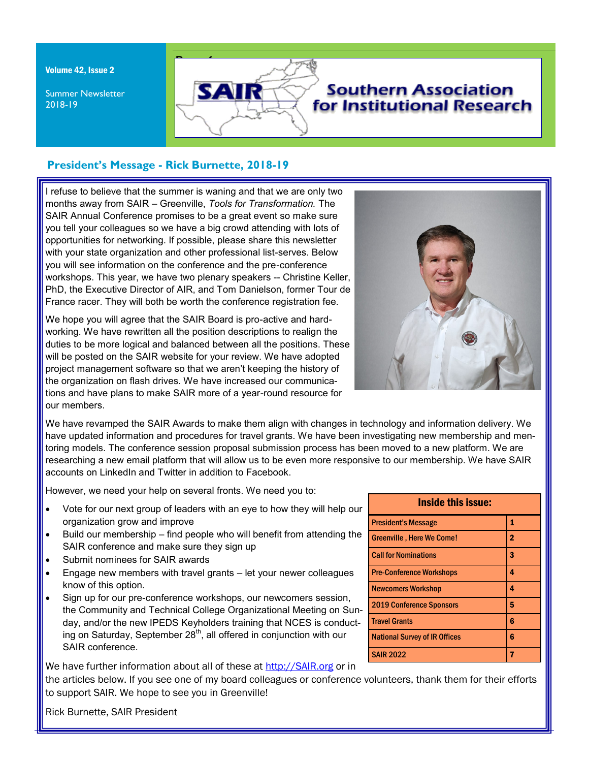Volume 42, Issue 2

Summer Newsletter 2018-19

# SAIR Southern Association for Institutional Research

## President's Message - Rick Burnette, 2018-19

I refuse to believe that the summer is waning and that we are only two months away from SAIR – Greenville, *Tools for Transformation.* The SAIR Annual Conference promises to be a great event so make sure you tell your colleagues so we have a big crowd attending with lots of opportunities for networking. If possible, please share this newsletter with your state organization and other professional list-serves. Below you will see information on the conference and the pre-conference workshops. This year, we have two plenary speakers -- Christine Keller, PhD, the Executive Director of AIR, and Tom Danielson, former Tour de France racer. They will both be worth the conference registration fee.

We hope you will agree that the SAIR Board is pro-active and hard-working. We have rewritten all the position descriptions to realign the duties to be more logical and balanced between all the positions. These will be posted on the SAIR website for your review. We have adopted project management software so that we aren't keeping the history of the organization on flash drives. We have increased our communications and have plans to make SAIR more of a year-round resource for our members.

We have revamped the SAIR Awards to make them align with changes in technology and information delivery. We have updated information and procedures for travel grants. We have been investigating new membership and mentoring models. The conference session proposal submission process has been moved to a new platform. We are researching a new email platform that will allow us to be even more responsive to our membership. We have SAIR accounts on LinkedIn and Twitter in addition to Facebook.

However, we need your help on several fronts. We need you to:

- Vote for our next group of leaders with an eye to how they will help our organization grow and improve
- Build our membership – find people who will benefit from attending the SAIR conference and make sure they sign up
- Submit nominees for SAIR awards
- Engage new members with travel grants – let your newer colleagues know of this option.
- Sign up for our pre-conference workshops, our newcomers session, the Community and Technical College Organizational Meeting on Sunday, and/or the new IPEDS Keyholders training that NCES is conducting on Saturday, September 28th, all offered in conjunction with our SAIR conference.

We have further information about all of these at http://SAIR.org or in the articles below. If you see one of my board colleagues or conference volunteers, thank them for their efforts to support SAIR. We hope to see you in Greenville!

Rick Burnette, SAIR President

| Inside this issue: | |
|---|---|
| President's Message | 1 |
| Greenville , Here We Come! | 2 |
| Call for Nominations | 3 |
| Pre-Conference Workshops | 4 |
| Newcomers Workshop | 4 |
| 2019 Conference Sponsors | 5 |
| Travel Grants | 6 |
| National Survey of IR Offices | 6 |
| SAIR 2022 | 7 |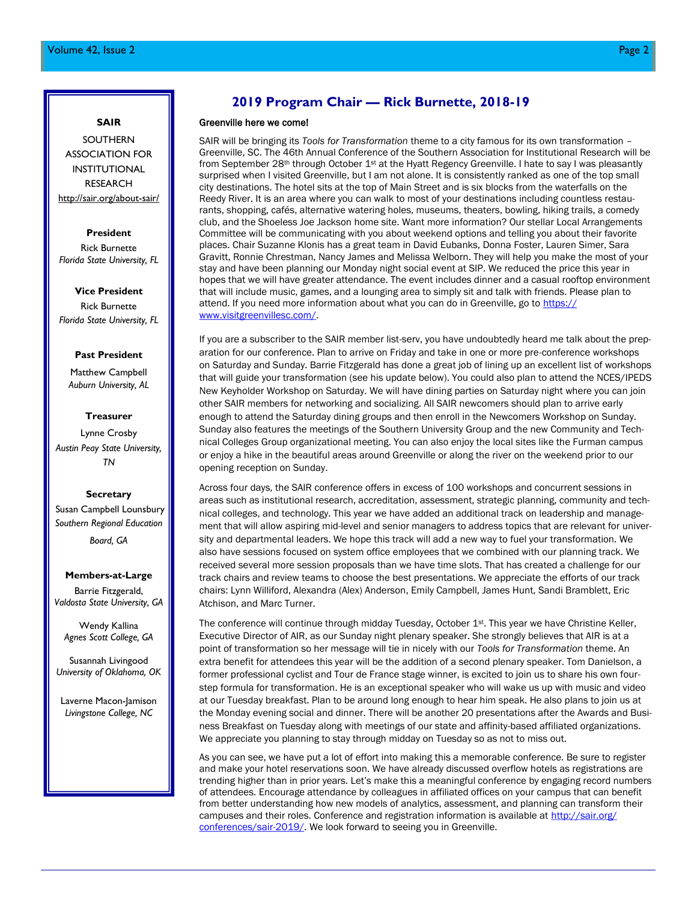**SAIR**

SOUTHERN ASSOCIATION FOR INSTITUTIONAL RESEARCH

http://sair.org/about-sair/

**President**

Rick Burnette
*Florida State University, FL*

**Vice President**

Rick Burnette
*Florida State University, FL*

**Past President**

Matthew Campbell
*Auburn University, AL*

**Treasurer**

Lynne Crosby
*Austin Peay State University, TN*

**Secretary**

Susan Campbell Lounsbury
*Southern Regional Education Board, GA*

**Members-at-Large**

Barrie Fitzgerald,
*Valdosta State University, GA*

Wendy Kallina
*Agnes Scott College, GA*

Susannah Livingood
*University of Oklahoma, OK*

Laverne Macon-Jamison
*Livingstone College, NC*

## 2019 Program Chair — Rick Burnette, 2018-19

**Greenville here we come!**

SAIR will be bringing its *Tools for Transformation* theme to a city famous for its own transformation – Greenville, SC. The 46th Annual Conference of the Southern Association for Institutional Research will be from September 28th through October 1st at the Hyatt Regency Greenville. I hate to say I was pleasantly surprised when I visited Greenville, but I am not alone. It is consistently ranked as one of the top small city destinations. The hotel sits at the top of Main Street and is six blocks from the waterfalls on the Reedy River. It is an area where you can walk to most of your destinations including countless restaurants, shopping, cafés, alternative watering holes, museums, theaters, bowling, hiking trails, a comedy club, and the Shoeless Joe Jackson home site. Want more information? Our stellar Local Arrangements Committee will be communicating with you about weekend options and telling you about their favorite places. Chair Suzanne Klonis has a great team in David Eubanks, Donna Foster, Lauren Simer, Sara Gravitt, Ronnie Chrestman, Nancy James and Melissa Welborn. They will help you make the most of your stay and have been planning our Monday night social event at SIP. We reduced the price this year in hopes that we will have greater attendance. The event includes dinner and a casual rooftop environment that will include music, games, and a lounging area to simply sit and talk with friends. Please plan to attend. If you need more information about what you can do in Greenville, go to https://www.visitgreenvillesc.com/.

If you are a subscriber to the SAIR member list-serv, you have undoubtedly heard me talk about the preparation for our conference. Plan to arrive on Friday and take in one or more pre-conference workshops on Saturday and Sunday. Barrie Fitzgerald has done a great job of lining up an excellent list of workshops that will guide your transformation (see his update below). You could also plan to attend the NCES/IPEDS New Keyholder Workshop on Saturday. We will have dining parties on Saturday night where you can join other SAIR members for networking and socializing. All SAIR newcomers should plan to arrive early enough to attend the Saturday dining groups and then enroll in the Newcomers Workshop on Sunday. Sunday also features the meetings of the Southern University Group and the new Community and Technical Colleges Group organizational meeting. You can also enjoy the local sites like the Furman campus or enjoy a hike in the beautiful areas around Greenville or along the river on the weekend prior to our opening reception on Sunday.

Across four days, the SAIR conference offers in excess of 100 workshops and concurrent sessions in areas such as institutional research, accreditation, assessment, strategic planning, community and technical colleges, and technology. This year we have added an additional track on leadership and management that will allow aspiring mid-level and senior managers to address topics that are relevant for university and departmental leaders. We hope this track will add a new way to fuel your transformation. We also have sessions focused on system office employees that we combined with our planning track. We received several more session proposals than we have time slots. That has created a challenge for our track chairs and review teams to choose the best presentations. We appreciate the efforts of our track chairs: Lynn Williford, Alexandra (Alex) Anderson, Emily Campbell, James Hunt, Sandi Bramblett, Eric Atchison, and Marc Turner.

The conference will continue through midday Tuesday, October 1st. This year we have Christine Keller, Executive Director of AIR, as our Sunday night plenary speaker. She strongly believes that AIR is at a point of transformation so her message will tie in nicely with our *Tools for Transformation* theme. An extra benefit for attendees this year will be the addition of a second plenary speaker. Tom Danielson, a former professional cyclist and Tour de France stage winner, is excited to join us to share his own four-step formula for transformation. He is an exceptional speaker who will wake us up with music and video at our Tuesday breakfast. Plan to be around long enough to hear him speak. He also plans to join us at the Monday evening social and dinner. There will be another 20 presentations after the Awards and Business Breakfast on Tuesday along with meetings of our state and affinity-based affiliated organizations. We appreciate you planning to stay through midday on Tuesday so as not to miss out.

As you can see, we have put a lot of effort into making this a memorable conference. Be sure to register and make your hotel reservations soon. We have already discussed overflow hotels as registrations are trending higher than in prior years. Let's make this a meaningful conference by engaging record numbers of attendees. Encourage attendance by colleagues in affiliated offices on your campus that can benefit from better understanding how new models of analytics, assessment, and planning can transform their campuses and their roles. Conference and registration information is available at http://sair.org/conferences/sair-2019/. We look forward to seeing you in Greenville.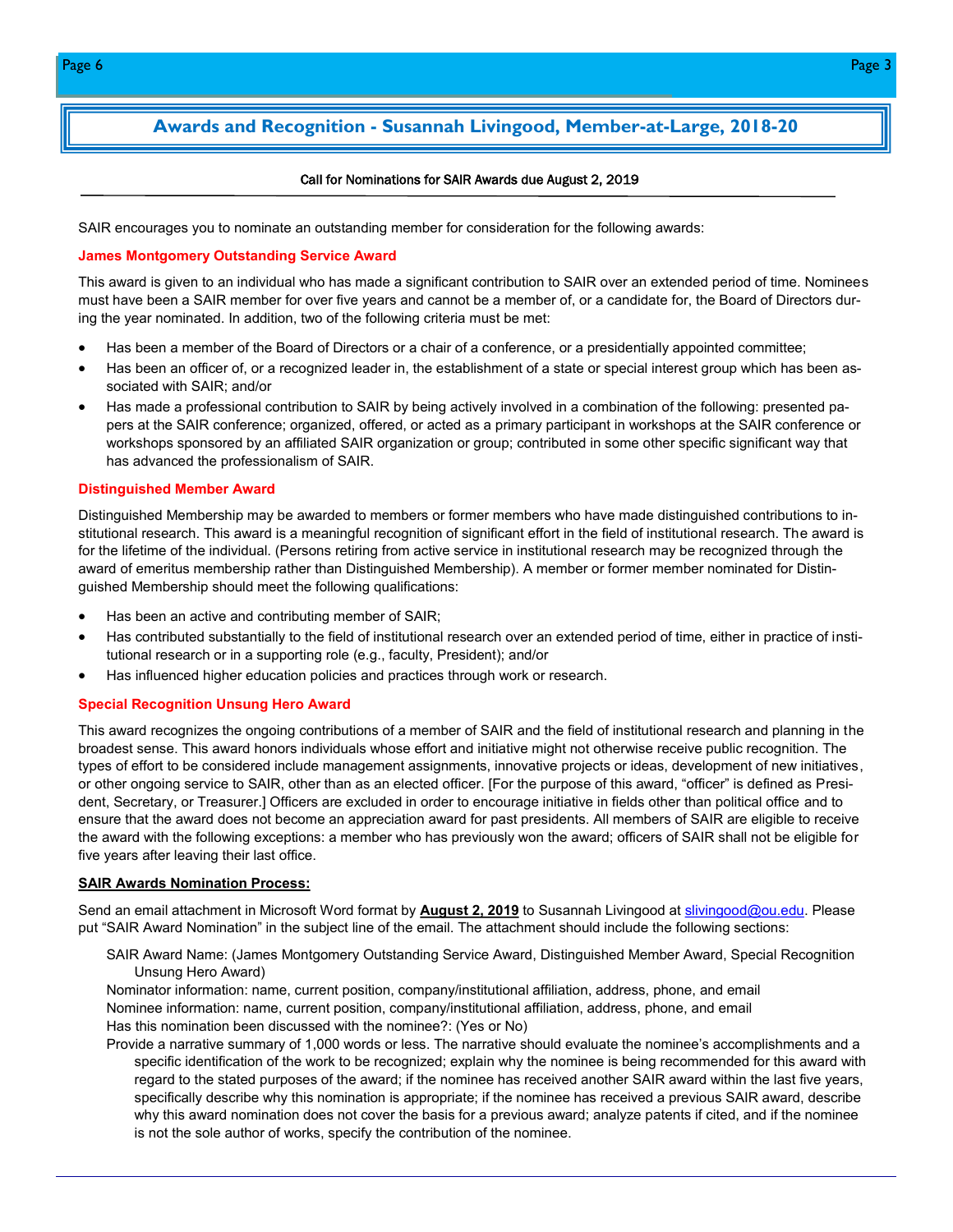## Awards and Recognition - Susannah Livingood, Member-at-Large, 2018-20

**Call for Nominations for SAIR Awards due August 2, 2019**

SAIR encourages you to nominate an outstanding member for consideration for the following awards:

### James Montgomery Outstanding Service Award

This award is given to an individual who has made a significant contribution to SAIR over an extended period of time. Nominees must have been a SAIR member for over five years and cannot be a member of, or a candidate for, the Board of Directors during the year nominated. In addition, two of the following criteria must be met:

- Has been a member of the Board of Directors or a chair of a conference, or a presidentially appointed committee;
- Has been an officer of, or a recognized leader in, the establishment of a state or special interest group which has been associated with SAIR; and/or
- Has made a professional contribution to SAIR by being actively involved in a combination of the following: presented papers at the SAIR conference; organized, offered, or acted as a primary participant in workshops at the SAIR conference or workshops sponsored by an affiliated SAIR organization or group; contributed in some other specific significant way that has advanced the professionalism of SAIR.

### Distinguished Member Award

Distinguished Membership may be awarded to members or former members who have made distinguished contributions to institutional research. This award is a meaningful recognition of significant effort in the field of institutional research. The award is for the lifetime of the individual. (Persons retiring from active service in institutional research may be recognized through the award of emeritus membership rather than Distinguished Membership). A member or former member nominated for Distinguished Membership should meet the following qualifications:

- Has been an active and contributing member of SAIR;
- Has contributed substantially to the field of institutional research over an extended period of time, either in practice of institutional research or in a supporting role (e.g., faculty, President); and/or
- Has influenced higher education policies and practices through work or research.

### Special Recognition Unsung Hero Award

This award recognizes the ongoing contributions of a member of SAIR and the field of institutional research and planning in the broadest sense. This award honors individuals whose effort and initiative might not otherwise receive public recognition. The types of effort to be considered include management assignments, innovative projects or ideas, development of new initiatives, or other ongoing service to SAIR, other than as an elected officer. [For the purpose of this award, "officer" is defined as President, Secretary, or Treasurer.] Officers are excluded in order to encourage initiative in fields other than political office and to ensure that the award does not become an appreciation award for past presidents. All members of SAIR are eligible to receive the award with the following exceptions: a member who has previously won the award; officers of SAIR shall not be eligible for five years after leaving their last office.

**SAIR Awards Nomination Process:**

Send an email attachment in Microsoft Word format by **August 2, 2019** to Susannah Livingood at slivingood@ou.edu. Please put "SAIR Award Nomination" in the subject line of the email. The attachment should include the following sections:

SAIR Award Name: (James Montgomery Outstanding Service Award, Distinguished Member Award, Special Recognition Unsung Hero Award)

Nominator information: name, current position, company/institutional affiliation, address, phone, and email

Nominee information: name, current position, company/institutional affiliation, address, phone, and email

Has this nomination been discussed with the nominee?: (Yes or No)

Provide a narrative summary of 1,000 words or less. The narrative should evaluate the nominee's accomplishments and a specific identification of the work to be recognized; explain why the nominee is being recommended for this award with regard to the stated purposes of the award; if the nominee has received another SAIR award within the last five years, specifically describe why this nomination is appropriate; if the nominee has received a previous SAIR award, describe why this award nomination does not cover the basis for a previous award; analyze patents if cited, and if the nominee is not the sole author of works, specify the contribution of the nominee.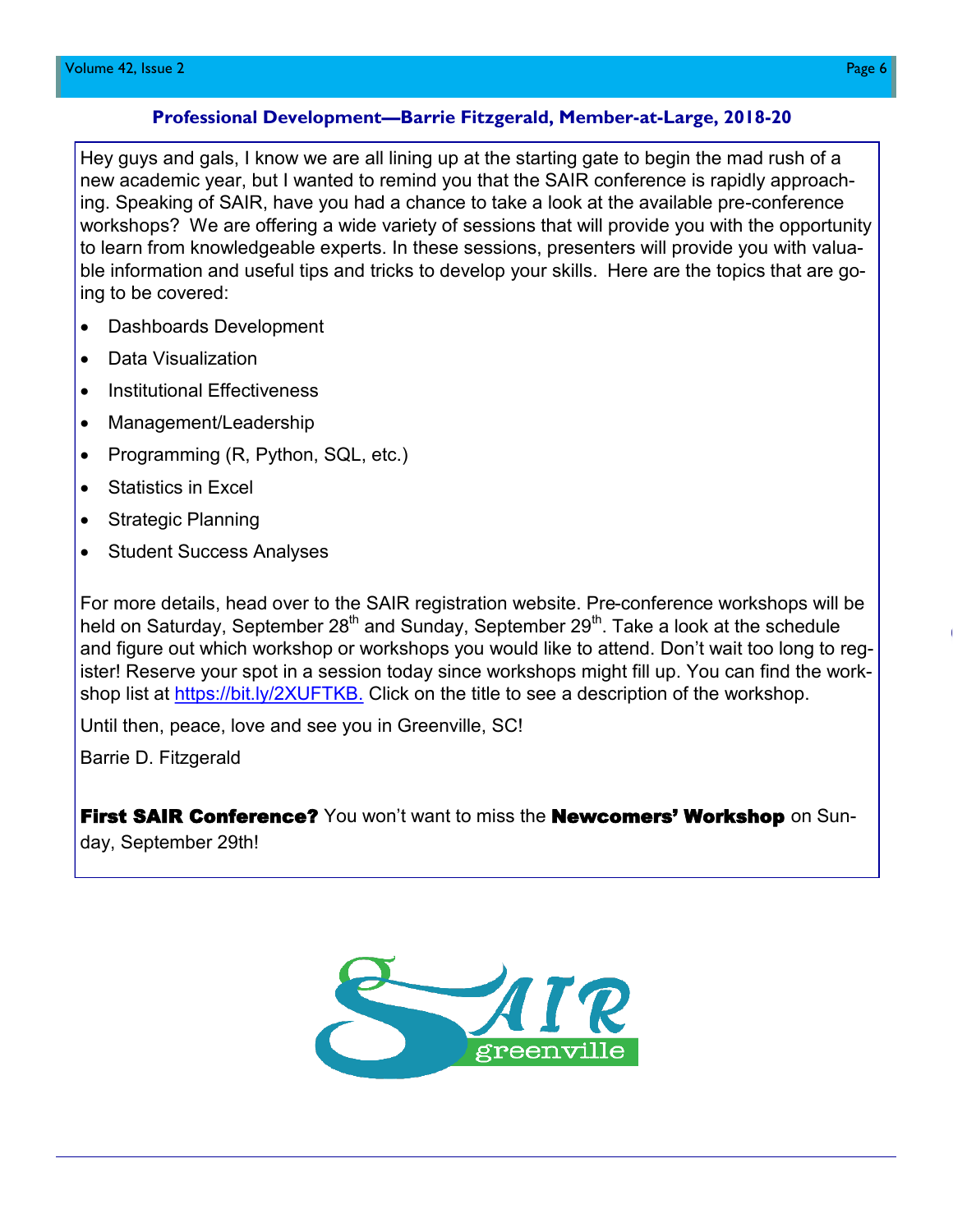## Professional Development—Barrie Fitzgerald, Member-at-Large, 2018-20

Hey guys and gals, I know we are all lining up at the starting gate to begin the mad rush of a new academic year, but I wanted to remind you that the SAIR conference is rapidly approaching. Speaking of SAIR, have you had a chance to take a look at the available pre-conference workshops? We are offering a wide variety of sessions that will provide you with the opportunity to learn from knowledgeable experts. In these sessions, presenters will provide you with valuable information and useful tips and tricks to develop your skills. Here are the topics that are going to be covered:

- Dashboards Development
- Data Visualization
- Institutional Effectiveness
- Management/Leadership
- Programming (R, Python, SQL, etc.)
- Statistics in Excel
- Strategic Planning
- Student Success Analyses

For more details, head over to the SAIR registration website. Pre-conference workshops will be held on Saturday, September 28th and Sunday, September 29th. Take a look at the schedule and figure out which workshop or workshops you would like to attend. Don't wait too long to register! Reserve your spot in a session today since workshops might fill up. You can find the workshop list at https://bit.ly/2XUFTKB. Click on the title to see a description of the workshop.

Until then, peace, love and see you in Greenville, SC!

Barrie D. Fitzgerald

**First SAIR Conference?** You won't want to miss the **Newcomers' Workshop** on Sunday, September 29th!

SAIR greenville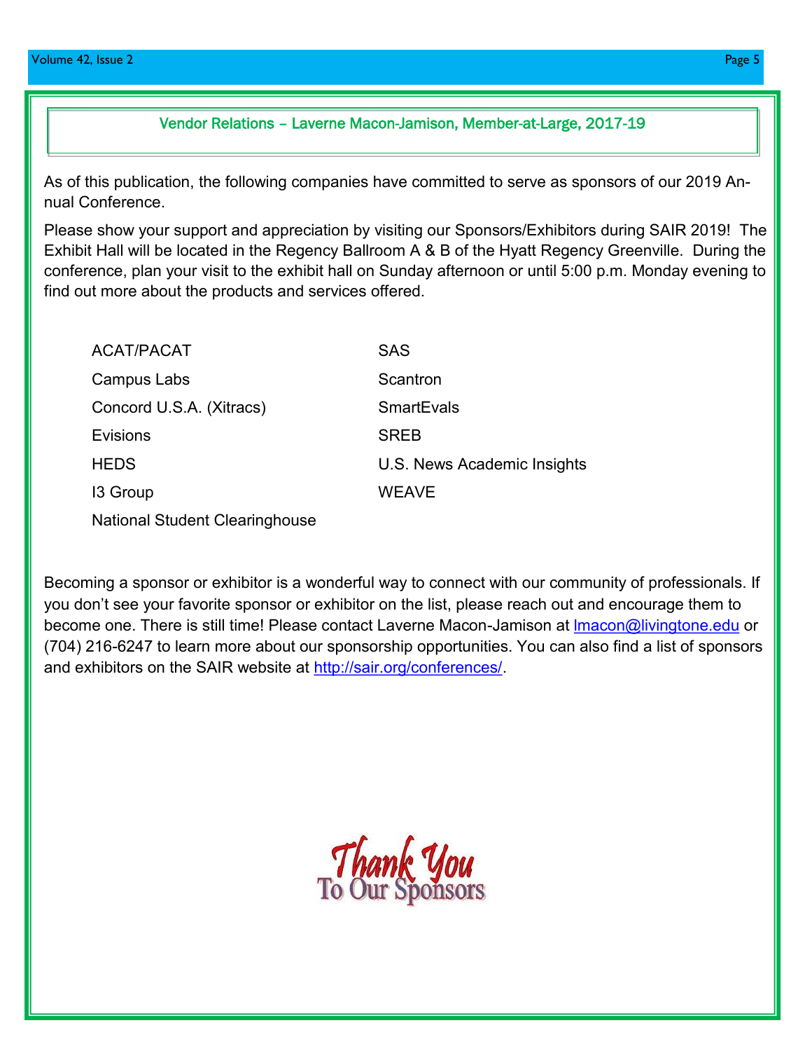## Vendor Relations – Laverne Macon-Jamison, Member-at-Large, 2017-19

As of this publication, the following companies have committed to serve as sponsors of our 2019 Annual Conference.

Please show your support and appreciation by visiting our Sponsors/Exhibitors during SAIR 2019! The Exhibit Hall will be located in the Regency Ballroom A & B of the Hyatt Regency Greenville. During the conference, plan your visit to the exhibit hall on Sunday afternoon or until 5:00 p.m. Monday evening to find out more about the products and services offered.

- ACAT/PACAT
- Campus Labs
- Concord U.S.A. (Xitracs)
- Evisions
- HEDS
- I3 Group
- National Student Clearinghouse
- SAS
- Scantron
- SmartEvals
- SREB
- U.S. News Academic Insights
- WEAVE

Becoming a sponsor or exhibitor is a wonderful way to connect with our community of professionals. If you don't see your favorite sponsor or exhibitor on the list, please reach out and encourage them to become one. There is still time! Please contact Laverne Macon-Jamison at lmacon@livingtone.edu or (704) 216-6247 to learn more about our sponsorship opportunities. You can also find a list of sponsors and exhibitors on the SAIR website at http://sair.org/conferences/.

Thank You To Our Sponsors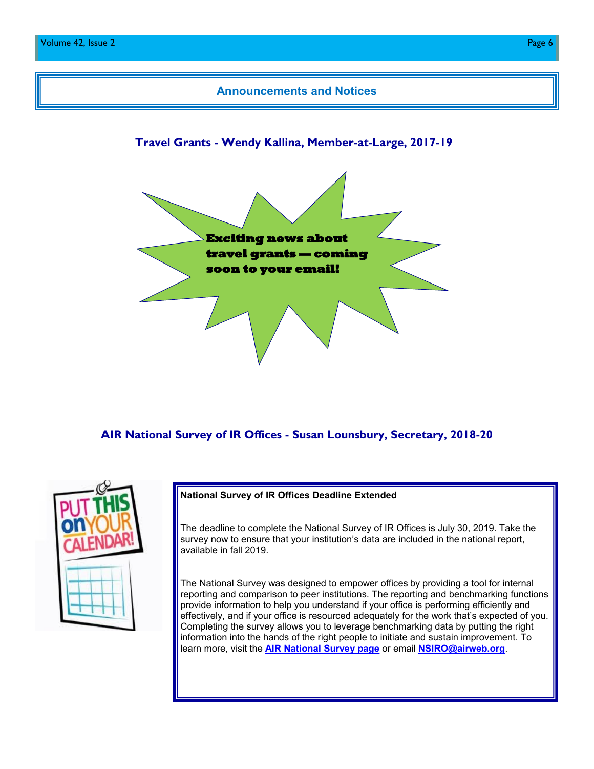## Announcements and Notices

### Travel Grants - Wendy Kallina, Member-at-Large, 2017-19

**Exciting news about travel grants — coming soon to your email!**

### AIR National Survey of IR Offices - Susan Lounsbury, Secretary, 2018-20

**National Survey of IR Offices Deadline Extended**

The deadline to complete the National Survey of IR Offices is July 30, 2019. Take the survey now to ensure that your institution's data are included in the national report, available in fall 2019.

The National Survey was designed to empower offices by providing a tool for internal reporting and comparison to peer institutions. The reporting and benchmarking functions provide information to help you understand if your office is performing efficiently and effectively, and if your office is resourced adequately for the work that's expected of you. Completing the survey allows you to leverage benchmarking data by putting the right information into the hands of the right people to initiate and sustain improvement. To learn more, visit the **AIR National Survey page** or email **NSIRO@airweb.org**.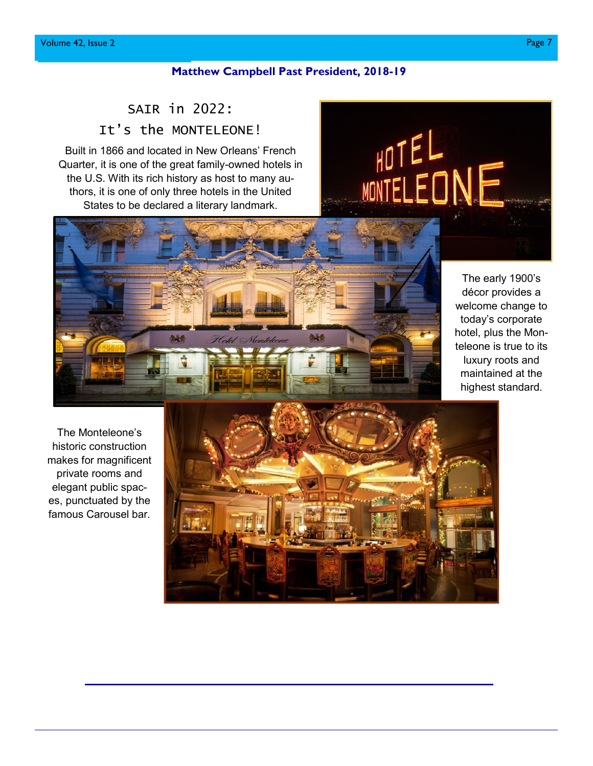**Matthew Campbell Past President, 2018-19**

## SAIR in 2022:
## It's the MONTELEONE!

Built in 1866 and located in New Orleans' French Quarter, it is one of the great family-owned hotels in the U.S. With its rich history as host to many authors, it is one of only three hotels in the United States to be declared a literary landmark.

The early 1900's décor provides a welcome change to today's corporate hotel, plus the Monteleone is true to its luxury roots and maintained at the highest standard.

The Monteleone's historic construction makes for magnificent private rooms and elegant public spaces, punctuated by the famous Carousel bar.